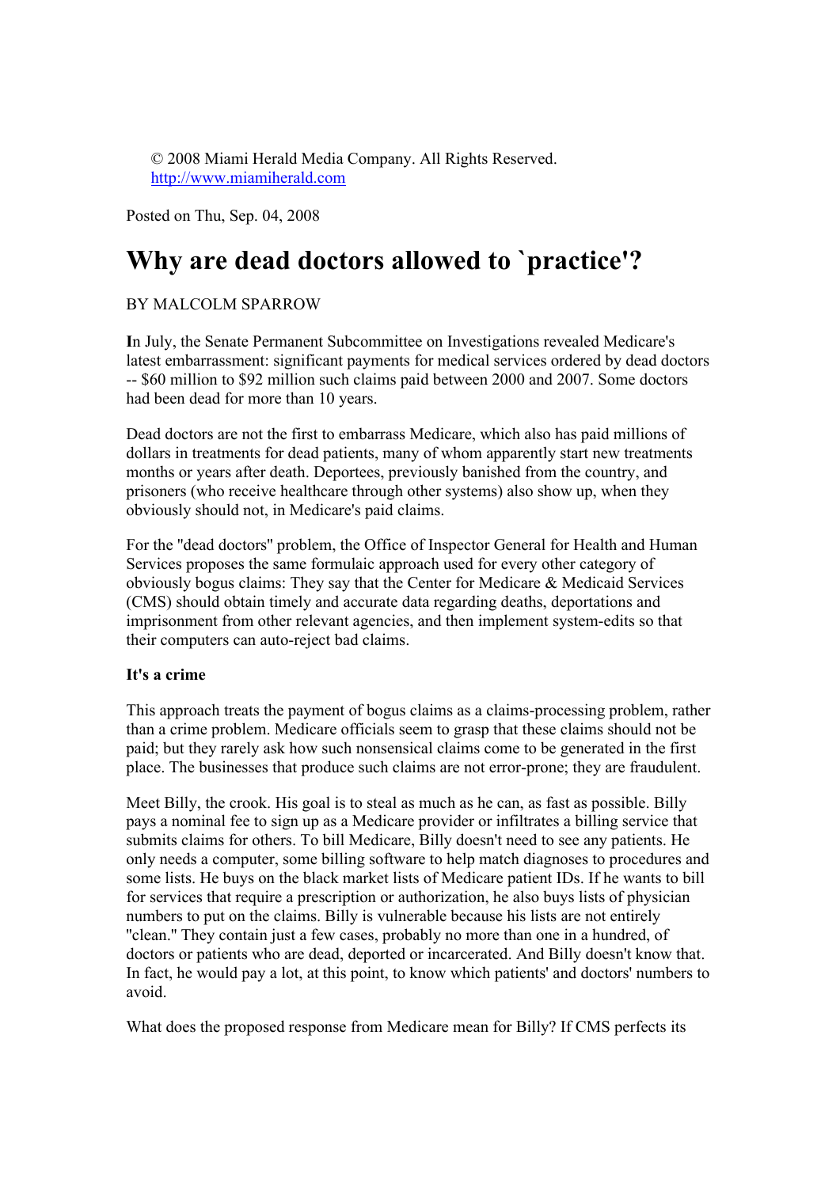© 2008 Miami Herald Media Company. All Rights Reserved.
http://www.miamiherald.com

Posted on Thu, Sep. 04, 2008

# Why are dead doctors allowed to `practice'?

BY MALCOLM SPARROW

**I**n July, the Senate Permanent Subcommittee on Investigations revealed Medicare's latest embarrassment: significant payments for medical services ordered by dead doctors -- $60 million to $92 million such claims paid between 2000 and 2007. Some doctors had been dead for more than 10 years.

Dead doctors are not the first to embarrass Medicare, which also has paid millions of dollars in treatments for dead patients, many of whom apparently start new treatments months or years after death. Deportees, previously banished from the country, and prisoners (who receive healthcare through other systems) also show up, when they obviously should not, in Medicare's paid claims.

For the "dead doctors" problem, the Office of Inspector General for Health and Human Services proposes the same formulaic approach used for every other category of obviously bogus claims: They say that the Center for Medicare & Medicaid Services (CMS) should obtain timely and accurate data regarding deaths, deportations and imprisonment from other relevant agencies, and then implement system-edits so that their computers can auto-reject bad claims.

**It's a crime**

This approach treats the payment of bogus claims as a claims-processing problem, rather than a crime problem. Medicare officials seem to grasp that these claims should not be paid; but they rarely ask how such nonsensical claims come to be generated in the first place. The businesses that produce such claims are not error-prone; they are fraudulent.

Meet Billy, the crook. His goal is to steal as much as he can, as fast as possible. Billy pays a nominal fee to sign up as a Medicare provider or infiltrates a billing service that submits claims for others. To bill Medicare, Billy doesn't need to see any patients. He only needs a computer, some billing software to help match diagnoses to procedures and some lists. He buys on the black market lists of Medicare patient IDs. If he wants to bill for services that require a prescription or authorization, he also buys lists of physician numbers to put on the claims. Billy is vulnerable because his lists are not entirely "clean." They contain just a few cases, probably no more than one in a hundred, of doctors or patients who are dead, deported or incarcerated. And Billy doesn't know that. In fact, he would pay a lot, at this point, to know which patients' and doctors' numbers to avoid.

What does the proposed response from Medicare mean for Billy? If CMS perfects its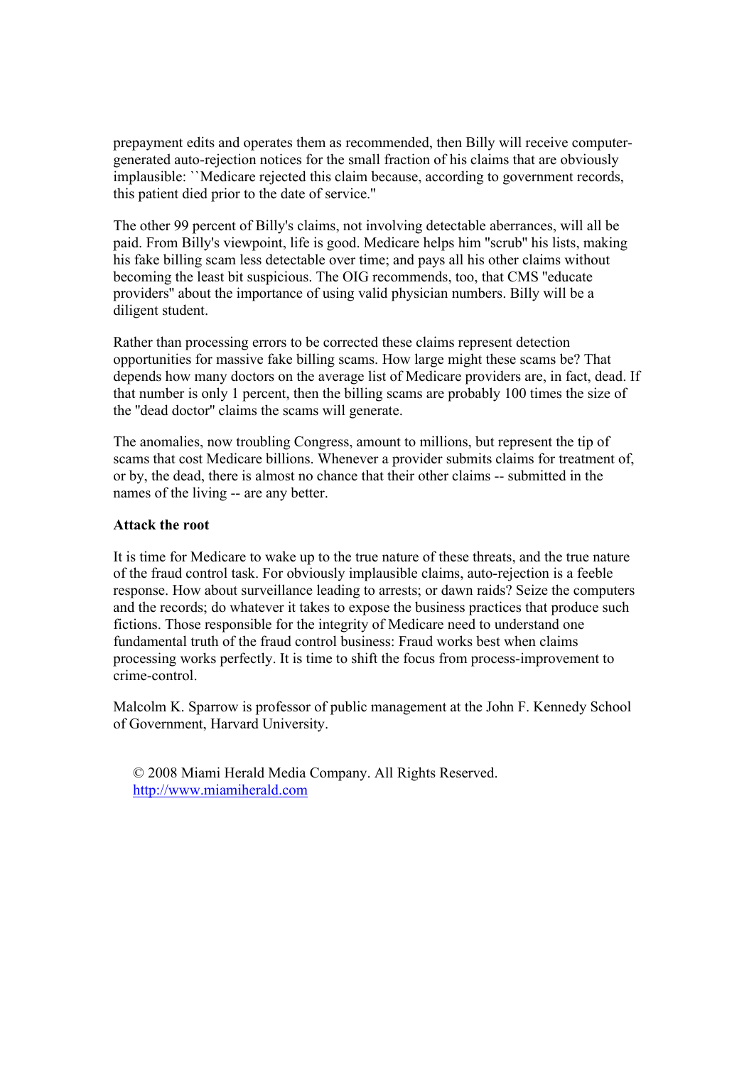prepayment edits and operates them as recommended, then Billy will receive computer-generated auto-rejection notices for the small fraction of his claims that are obviously implausible: ``Medicare rejected this claim because, according to government records, this patient died prior to the date of service.''

The other 99 percent of Billy's claims, not involving detectable aberrances, will all be paid. From Billy's viewpoint, life is good. Medicare helps him "scrub" his lists, making his fake billing scam less detectable over time; and pays all his other claims without becoming the least bit suspicious. The OIG recommends, too, that CMS "educate providers" about the importance of using valid physician numbers. Billy will be a diligent student.

Rather than processing errors to be corrected these claims represent detection opportunities for massive fake billing scams. How large might these scams be? That depends how many doctors on the average list of Medicare providers are, in fact, dead. If that number is only 1 percent, then the billing scams are probably 100 times the size of the "dead doctor" claims the scams will generate.

The anomalies, now troubling Congress, amount to millions, but represent the tip of scams that cost Medicare billions. Whenever a provider submits claims for treatment of, or by, the dead, there is almost no chance that their other claims -- submitted in the names of the living -- are any better.

**Attack the root**

It is time for Medicare to wake up to the true nature of these threats, and the true nature of the fraud control task. For obviously implausible claims, auto-rejection is a feeble response. How about surveillance leading to arrests; or dawn raids? Seize the computers and the records; do whatever it takes to expose the business practices that produce such fictions. Those responsible for the integrity of Medicare need to understand one fundamental truth of the fraud control business: Fraud works best when claims processing works perfectly. It is time to shift the focus from process-improvement to crime-control.

Malcolm K. Sparrow is professor of public management at the John F. Kennedy School of Government, Harvard University.

© 2008 Miami Herald Media Company. All Rights Reserved.
http://www.miamiherald.com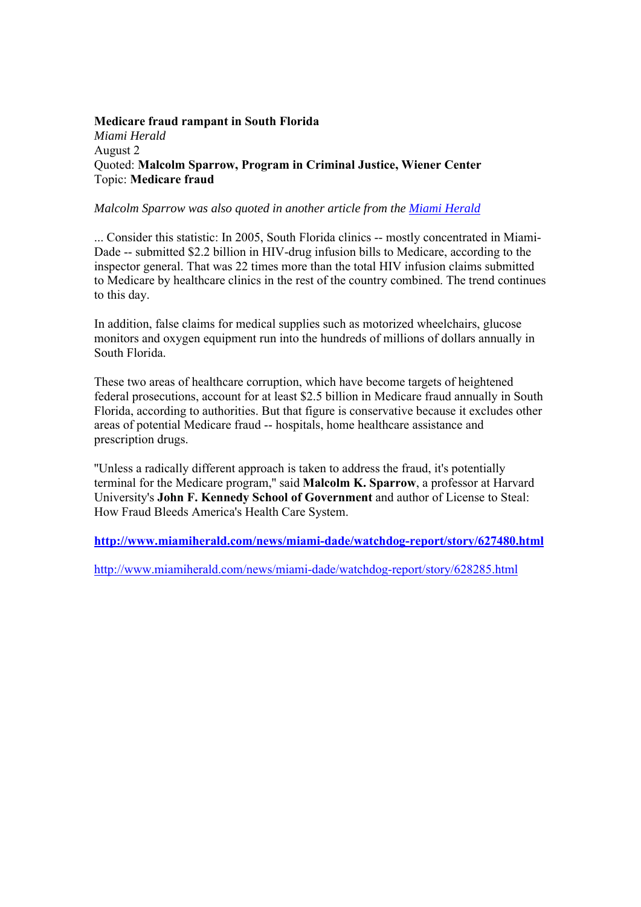**Medicare fraud rampant in South Florida**
*Miami Herald*
August 2
Quoted: **Malcolm Sparrow, Program in Criminal Justice, Wiener Center**
Topic: **Medicare fraud**

*Malcolm Sparrow was also quoted in another article from the [Miami Herald](http://www.miamiherald.com/news/miami-dade/watchdog-report/story/628285.html)*

... Consider this statistic: In 2005, South Florida clinics -- mostly concentrated in Miami-Dade -- submitted \$2.2 billion in HIV-drug infusion bills to Medicare, according to the inspector general. That was 22 times more than the total HIV infusion claims submitted to Medicare by healthcare clinics in the rest of the country combined. The trend continues to this day.

In addition, false claims for medical supplies such as motorized wheelchairs, glucose monitors and oxygen equipment run into the hundreds of millions of dollars annually in South Florida.

These two areas of healthcare corruption, which have become targets of heightened federal prosecutions, account for at least \$2.5 billion in Medicare fraud annually in South Florida, according to authorities. But that figure is conservative because it excludes other areas of potential Medicare fraud -- hospitals, home healthcare assistance and prescription drugs.

"Unless a radically different approach is taken to address the fraud, it's potentially terminal for the Medicare program," said **Malcolm K. Sparrow**, a professor at Harvard University's **John F. Kennedy School of Government** and author of License to Steal: How Fraud Bleeds America's Health Care System.

**http://www.miamiherald.com/news/miami-dade/watchdog-report/story/627480.html**

http://www.miamiherald.com/news/miami-dade/watchdog-report/story/628285.html